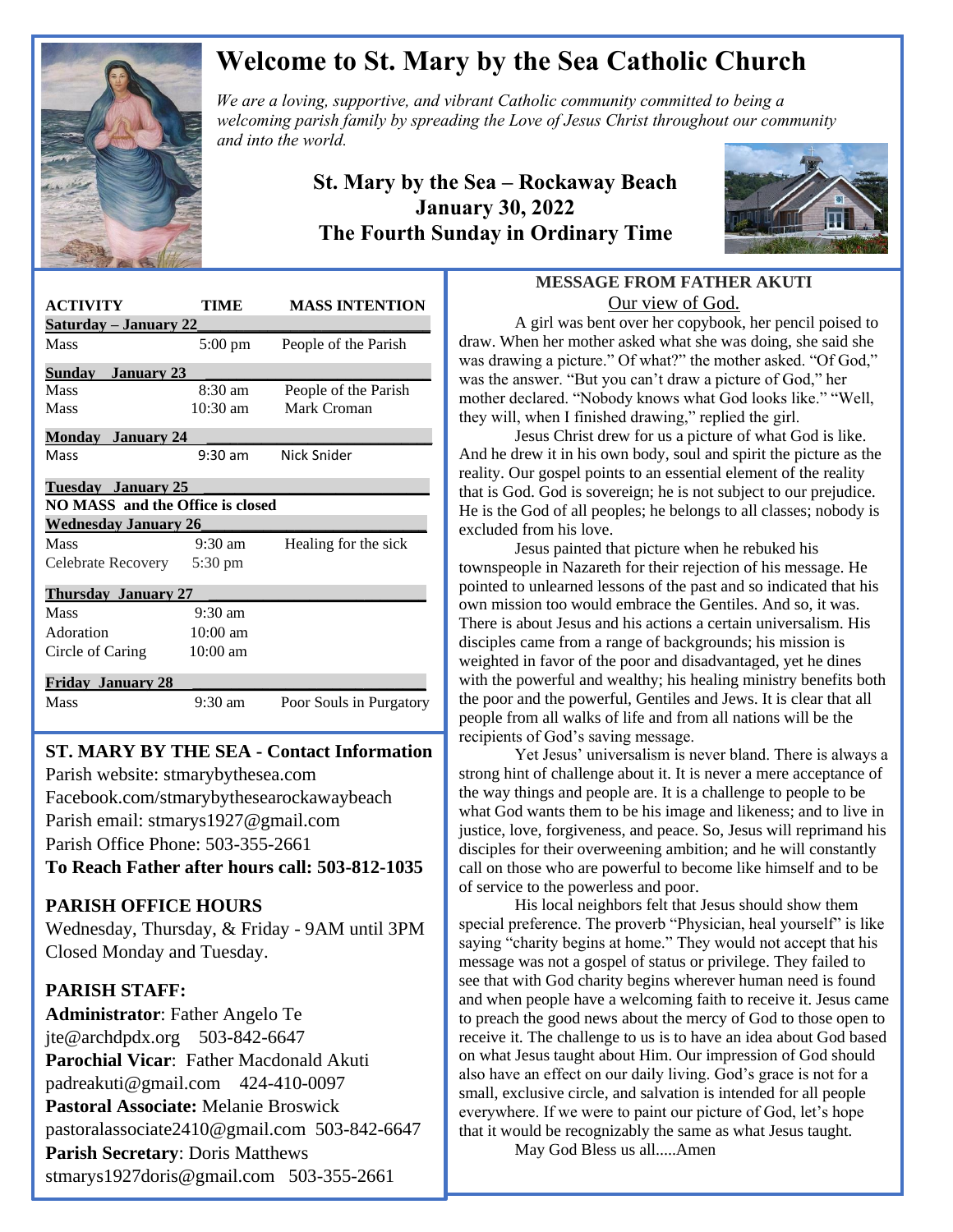# Welcome to St. Mary by the Sea Catholic Church

*We are a loving, supportive, and vibrant Catholic community committed to being a welcoming parish family by spreading the Love of Jesus Christ throughout our community and into the world.*

## St. Mary by the Sea – Rockaway Beach
## January 30, 2022
## The Fourth Sunday in Ordinary Time

| ACTIVITY | TIME | MASS INTENTION |
|---|---|---|
| **Saturday – January 22** | | |
| Mass | 5:00 pm | People of the Parish |
| **Sunday January 23** | | |
| Mass | 8:30 am | People of the Parish |
| Mass | 10:30 am | Mark Croman |
| **Monday January 24** | | |
| Mass | 9:30 am | Nick Snider |
| **Tuesday January 25** | | |
| **NO MASS and the Office is closed** | | |
| **Wednesday January 26** | | |
| Mass | 9:30 am | Healing for the sick |
| Celebrate Recovery | 5:30 pm | |
| **Thursday January 27** | | |
| Mass | 9:30 am | |
| Adoration | 10:00 am | |
| Circle of Caring | 10:00 am | |
| **Friday January 28** | | |
| Mass | 9:30 am | Poor Souls in Purgatory |

## ST. MARY BY THE SEA - Contact Information

Parish website: stmarybythesea.com
Facebook.com/stmarybythesearockawaybeach
Parish email: stmarys1927@gmail.com
Parish Office Phone: 503-355-2661
**To Reach Father after hours call: 503-812-1035**

## PARISH OFFICE HOURS

Wednesday, Thursday, & Friday - 9AM until 3PM
Closed Monday and Tuesday.

## PARISH STAFF:

**Administrator**: Father Angelo Te
jte@archdpdx.org 503-842-6647
**Parochial Vicar**: Father Macdonald Akuti
padreakuti@gmail.com 424-410-0097
**Pastoral Associate:** Melanie Broswick
pastoralassociate2410@gmail.com 503-842-6647
**Parish Secretary**: Doris Matthews
stmarys1927doris@gmail.com 503-355-2661

## MESSAGE FROM FATHER AKUTI

Our view of God.

A girl was bent over her copybook, her pencil poised to draw. When her mother asked what she was doing, she said she was drawing a picture." Of what?" the mother asked. "Of God," was the answer. "But you can't draw a picture of God," her mother declared. "Nobody knows what God looks like." "Well, they will, when I finished drawing," replied the girl.

Jesus Christ drew for us a picture of what God is like. And he drew it in his own body, soul and spirit the picture as the reality. Our gospel points to an essential element of the reality that is God. God is sovereign; he is not subject to our prejudice. He is the God of all peoples; he belongs to all classes; nobody is excluded from his love.

Jesus painted that picture when he rebuked his townspeople in Nazareth for their rejection of his message. He pointed to unlearned lessons of the past and so indicated that his own mission too would embrace the Gentiles. And so, it was. There is about Jesus and his actions a certain universalism. His disciples came from a range of backgrounds; his mission is weighted in favor of the poor and disadvantaged, yet he dines with the powerful and wealthy; his healing ministry benefits both the poor and the powerful, Gentiles and Jews. It is clear that all people from all walks of life and from all nations will be the recipients of God's saving message.

Yet Jesus' universalism is never bland. There is always a strong hint of challenge about it. It is never a mere acceptance of the way things and people are. It is a challenge to people to be what God wants them to be his image and likeness; and to live in justice, love, forgiveness, and peace. So, Jesus will reprimand his disciples for their overweening ambition; and he will constantly call on those who are powerful to become like himself and to be of service to the powerless and poor.

His local neighbors felt that Jesus should show them special preference. The proverb "Physician, heal yourself" is like saying "charity begins at home." They would not accept that his message was not a gospel of status or privilege. They failed to see that with God charity begins wherever human need is found and when people have a welcoming faith to receive it. Jesus came to preach the good news about the mercy of God to those open to receive it. The challenge to us is to have an idea about God based on what Jesus taught about Him. Our impression of God should also have an effect on our daily living. God's grace is not for a small, exclusive circle, and salvation is intended for all people everywhere. If we were to paint our picture of God, let's hope that it would be recognizably the same as what Jesus taught.

May God Bless us all.....Amen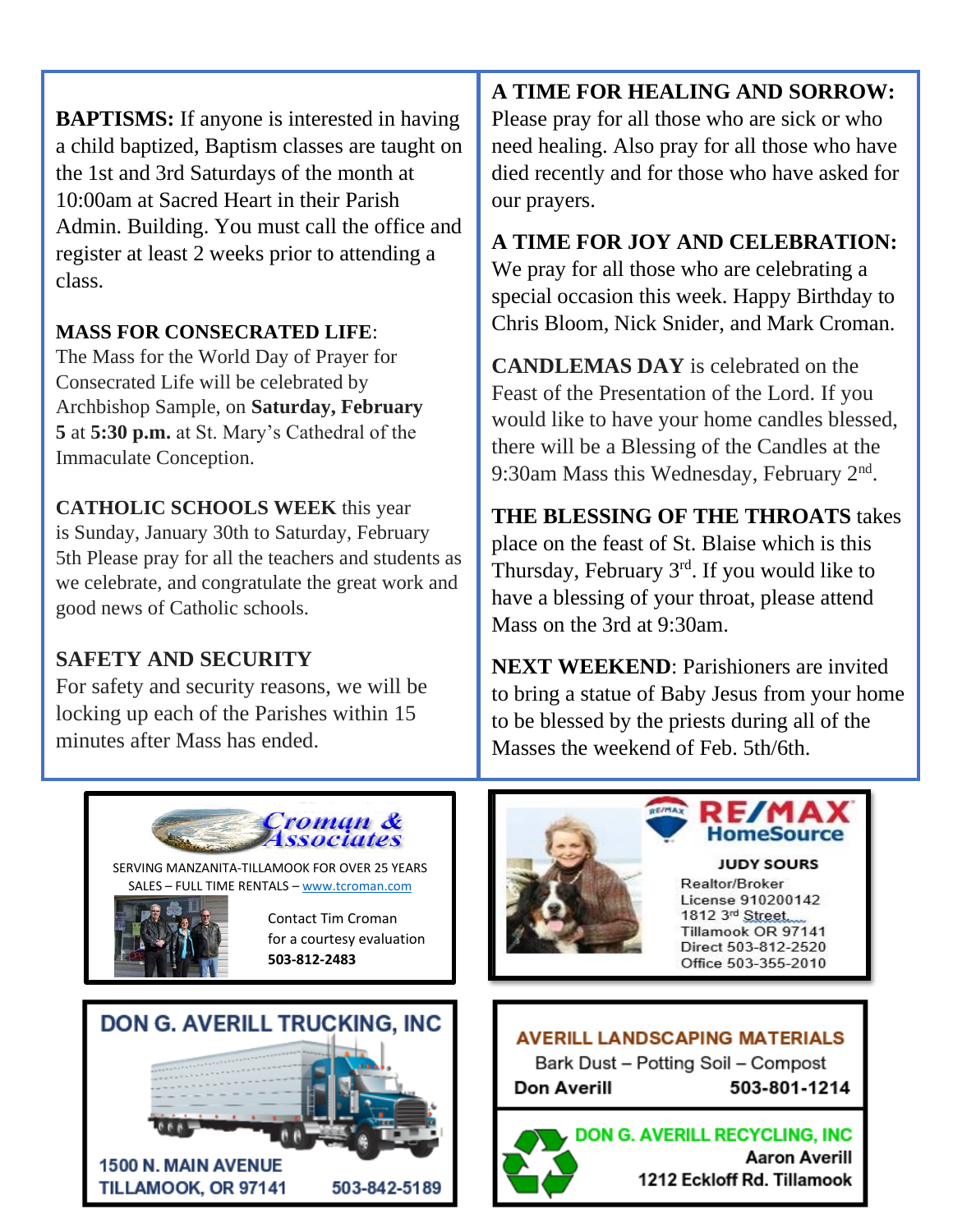**BAPTISMS:** If anyone is interested in having a child baptized, Baptism classes are taught on the 1st and 3rd Saturdays of the month at 10:00am at Sacred Heart in their Parish Admin. Building. You must call the office and register at least 2 weeks prior to attending a class.

**MASS FOR CONSECRATED LIFE**:
The Mass for the World Day of Prayer for Consecrated Life will be celebrated by Archbishop Sample, on **Saturday, February 5** at **5:30 p.m.** at St. Mary's Cathedral of the Immaculate Conception.

**CATHOLIC SCHOOLS WEEK** this year is Sunday, January 30th to Saturday, February 5th Please pray for all the teachers and students as we celebrate, and congratulate the great work and good news of Catholic schools.

**SAFETY AND SECURITY**
For safety and security reasons, we will be locking up each of the Parishes within 15 minutes after Mass has ended.

**A TIME FOR HEALING AND SORROW:** Please pray for all those who are sick or who need healing. Also pray for all those who have died recently and for those who have asked for our prayers.

**A TIME FOR JOY AND CELEBRATION:** We pray for all those who are celebrating a special occasion this week. Happy Birthday to Chris Bloom, Nick Snider, and Mark Croman.

**CANDLEMAS DAY** is celebrated on the Feast of the Presentation of the Lord. If you would like to have your home candles blessed, there will be a Blessing of the Candles at the 9:30am Mass this Wednesday, February 2nd.

**THE BLESSING OF THE THROATS** takes place on the feast of St. Blaise which is this Thursday, February 3rd. If you would like to have a blessing of your throat, please attend Mass on the 3rd at 9:30am.

**NEXT WEEKEND**: Parishioners are invited to bring a statue of Baby Jesus from your home to be blessed by the priests during all of the Masses the weekend of Feb. 5th/6th.

---

Croman & Associates
SERVING MANZANITA-TILLAMOOK FOR OVER 25 YEARS
SALES – FULL TIME RENTALS – www.tcroman.com
Contact Tim Croman for a courtesy evaluation
**503-812-2483**

RE/MAX HomeSource
**JUDY SOURS**
Realtor/Broker
License 910200142
1812 3rd Street
Tillamook OR 97141
Direct 503-812-2520
Office 503-355-2010

**DON G. AVERILL TRUCKING, INC**
1500 N. MAIN AVENUE
TILLAMOOK, OR 97141 503-842-5189

**AVERILL LANDSCAPING MATERIALS**
Bark Dust – Potting Soil – Compost
Don Averill 503-801-1214

**DON G. AVERILL RECYCLING, INC**
Aaron Averill
1212 Eckloff Rd. Tillamook